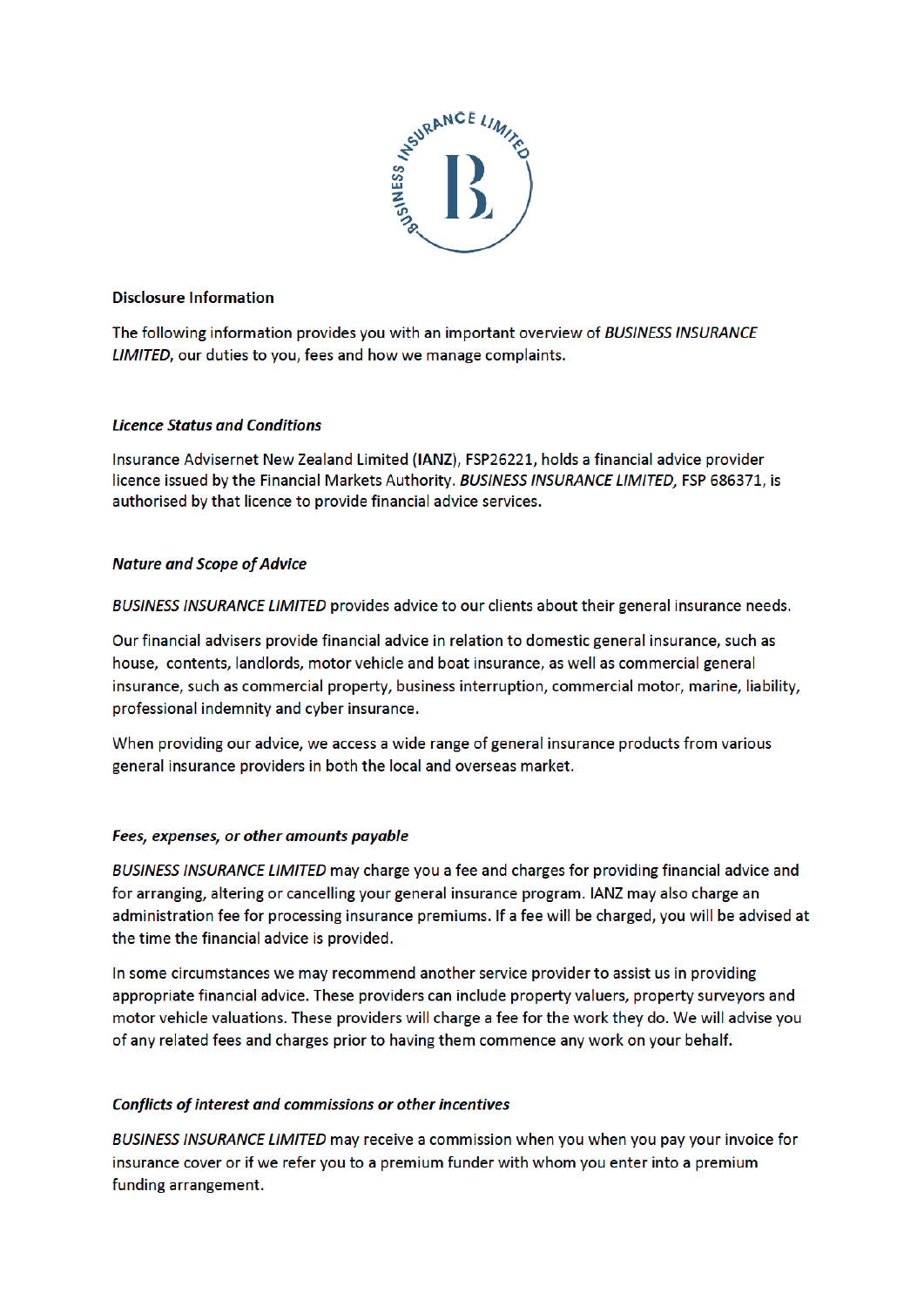**Disclosure Information**

The following information provides you with an important overview of *BUSINESS INSURANCE LIMITED*, our duties to you, fees and how we manage complaints.

***Licence Status and Conditions***

Insurance Advisernet New Zealand Limited (**IANZ**), FSP26221, holds a financial advice provider licence issued by the Financial Markets Authority. *BUSINESS INSURANCE LIMITED,* FSP 686371, is authorised by that licence to provide financial advice services.

***Nature and Scope of Advice***

*BUSINESS INSURANCE LIMITED* provides advice to our clients about their general insurance needs.

Our financial advisers provide financial advice in relation to domestic general insurance, such as house, contents, landlords, motor vehicle and boat insurance, as well as commercial general insurance, such as commercial property, business interruption, commercial motor, marine, liability, professional indemnity and cyber insurance.

When providing our advice, we access a wide range of general insurance products from various general insurance providers in both the local and overseas market.

***Fees, expenses, or other amounts payable***

*BUSINESS INSURANCE LIMITED* may charge you a fee and charges for providing financial advice and for arranging, altering or cancelling your general insurance program. IANZ may also charge an administration fee for processing insurance premiums. If a fee will be charged, you will be advised at the time the financial advice is provided.

In some circumstances we may recommend another service provider to assist us in providing appropriate financial advice. These providers can include property valuers, property surveyors and motor vehicle valuations. These providers will charge a fee for the work they do. We will advise you of any related fees and charges prior to having them commence any work on your behalf.

***Conflicts of interest and commissions or other incentives***

*BUSINESS INSURANCE LIMITED* may receive a commission when you when you pay your invoice for insurance cover or if we refer you to a premium funder with whom you enter into a premium funding arrangement.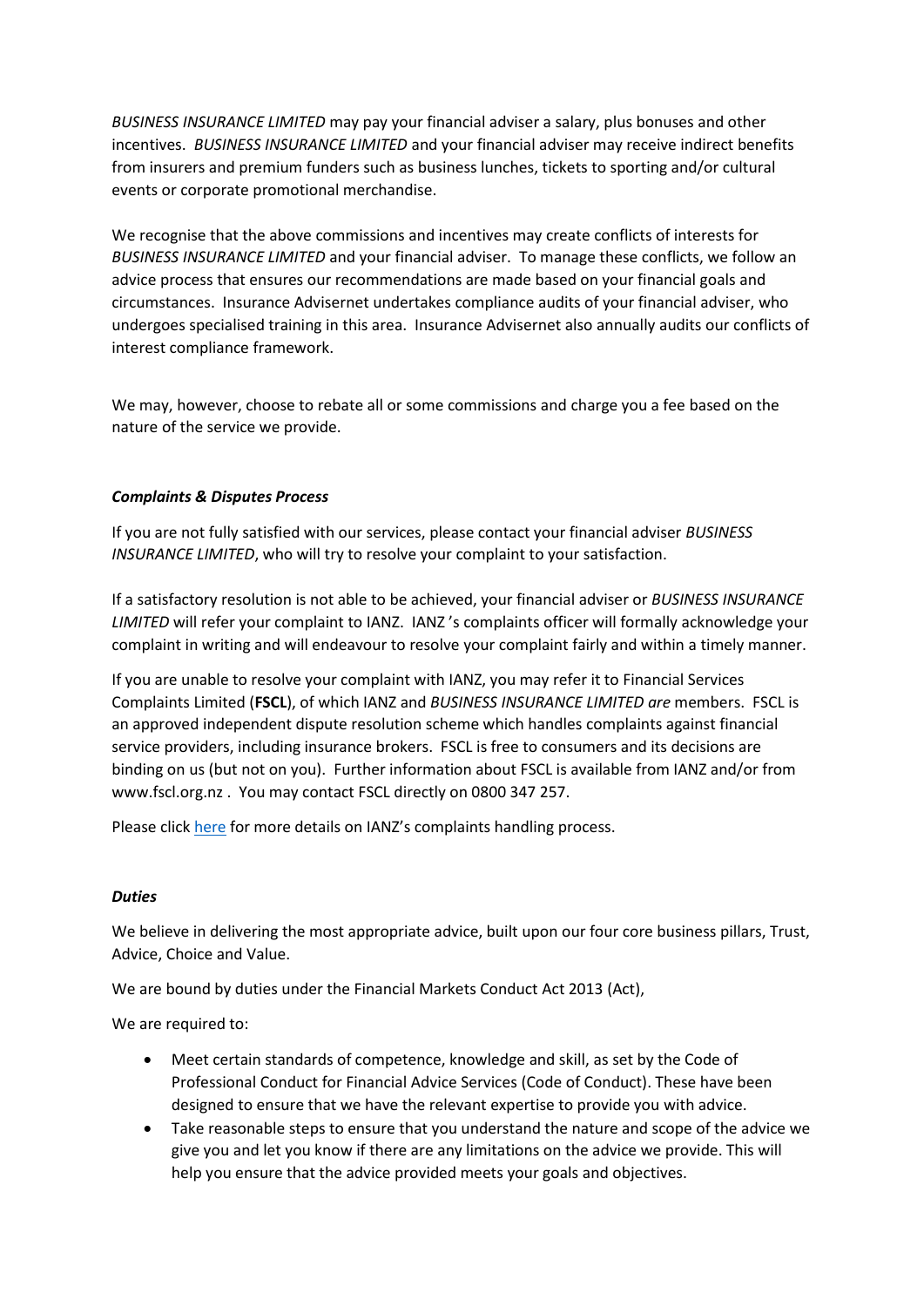*BUSINESS INSURANCE LIMITED* may pay your financial adviser a salary, plus bonuses and other incentives. *BUSINESS INSURANCE LIMITED* and your financial adviser may receive indirect benefits from insurers and premium funders such as business lunches, tickets to sporting and/or cultural events or corporate promotional merchandise.

We recognise that the above commissions and incentives may create conflicts of interests for *BUSINESS INSURANCE LIMITED* and your financial adviser. To manage these conflicts, we follow an advice process that ensures our recommendations are made based on your financial goals and circumstances. Insurance Advisernet undertakes compliance audits of your financial adviser, who undergoes specialised training in this area. Insurance Advisernet also annually audits our conflicts of interest compliance framework.

We may, however, choose to rebate all or some commissions and charge you a fee based on the nature of the service we provide.

***Complaints & Disputes Process***

If you are not fully satisfied with our services, please contact your financial adviser *BUSINESS INSURANCE LIMITED*, who will try to resolve your complaint to your satisfaction.

If a satisfactory resolution is not able to be achieved, your financial adviser or *BUSINESS INSURANCE LIMITED* will refer your complaint to IANZ. IANZ 's complaints officer will formally acknowledge your complaint in writing and will endeavour to resolve your complaint fairly and within a timely manner.

If you are unable to resolve your complaint with IANZ, you may refer it to Financial Services Complaints Limited (**FSCL**), of which IANZ and *BUSINESS INSURANCE LIMITED are* members. FSCL is an approved independent dispute resolution scheme which handles complaints against financial service providers, including insurance brokers. FSCL is free to consumers and its decisions are binding on us (but not on you). Further information about FSCL is available from IANZ and/or from www.fscl.org.nz . You may contact FSCL directly on 0800 347 257.

Please click [here]() for more details on IANZ's complaints handling process.

***Duties***

We believe in delivering the most appropriate advice, built upon our four core business pillars, Trust, Advice, Choice and Value.

We are bound by duties under the Financial Markets Conduct Act 2013 (Act),

We are required to:

- Meet certain standards of competence, knowledge and skill, as set by the Code of Professional Conduct for Financial Advice Services (Code of Conduct). These have been designed to ensure that we have the relevant expertise to provide you with advice.
- Take reasonable steps to ensure that you understand the nature and scope of the advice we give you and let you know if there are any limitations on the advice we provide. This will help you ensure that the advice provided meets your goals and objectives.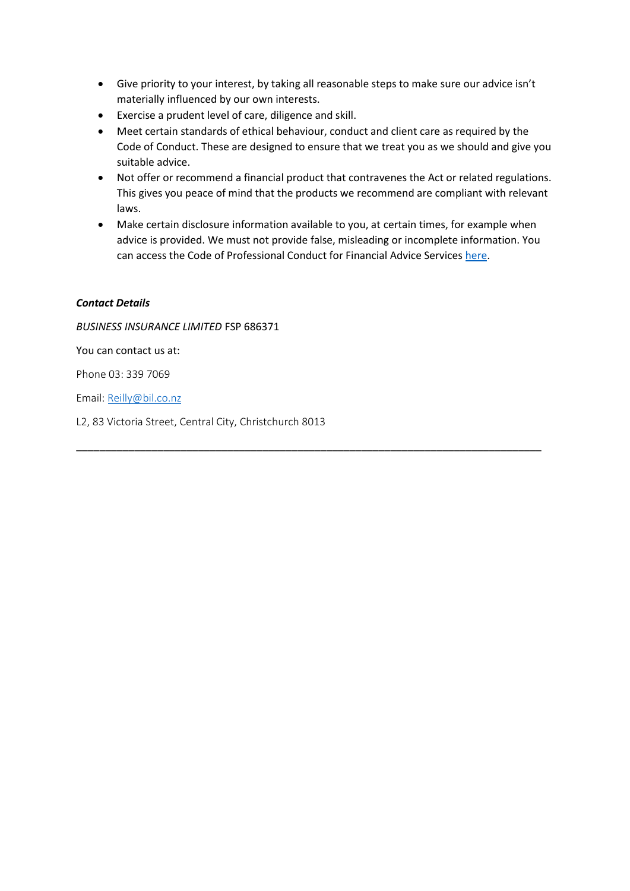- Give priority to your interest, by taking all reasonable steps to make sure our advice isn't materially influenced by our own interests.
- Exercise a prudent level of care, diligence and skill.
- Meet certain standards of ethical behaviour, conduct and client care as required by the Code of Conduct. These are designed to ensure that we treat you as we should and give you suitable advice.
- Not offer or recommend a financial product that contravenes the Act or related regulations. This gives you peace of mind that the products we recommend are compliant with relevant laws.
- Make certain disclosure information available to you, at certain times, for example when advice is provided. We must not provide false, misleading or incomplete information. You can access the Code of Professional Conduct for Financial Advice Services here.

***Contact Details***

*BUSINESS INSURANCE LIMITED* FSP 686371

You can contact us at:

Phone 03: 339 7069

Email: Reilly@bil.co.nz

L2, 83 Victoria Street, Central City, Christchurch 8013

---